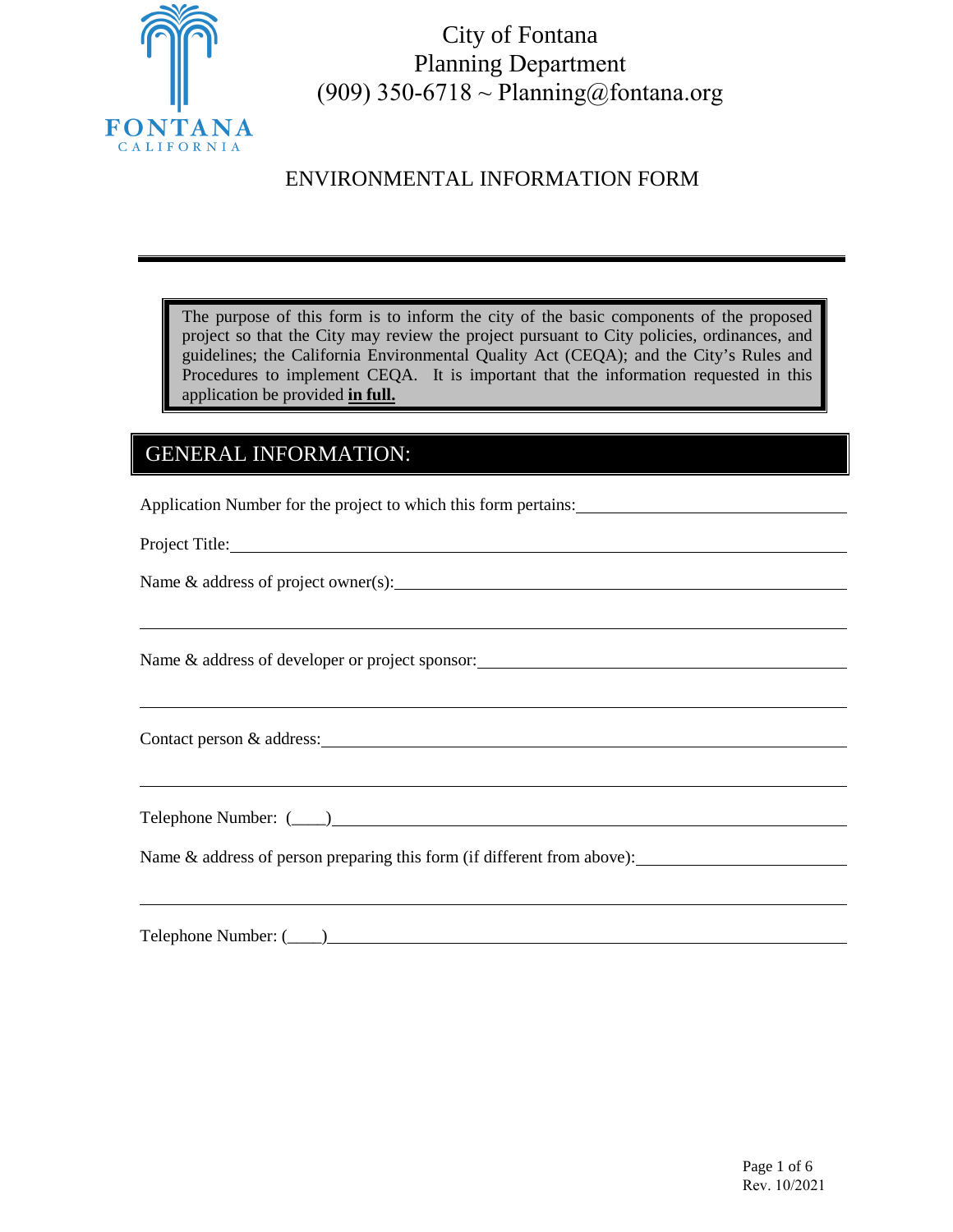City of Fontana
Planning Department
(909) 350-6718 ~ Planning@fontana.org

# ENVIRONMENTAL INFORMATION FORM

The purpose of this form is to inform the city of the basic components of the proposed project so that the City may review the project pursuant to City policies, ordinances, and guidelines; the California Environmental Quality Act (CEQA); and the City's Rules and Procedures to implement CEQA. It is important that the information requested in this application be provided **in full.**

## GENERAL INFORMATION:

Application Number for the project to which this form pertains: ______________________

Project Title: ______________________

Name & address of project owner(s): ______________________

______________________

Name & address of developer or project sponsor: ______________________

______________________

Contact person & address: ______________________

______________________

Telephone Number: (____) ______________________

Name & address of person preparing this form (if different from above): ______________________

______________________

Telephone Number: (____) ______________________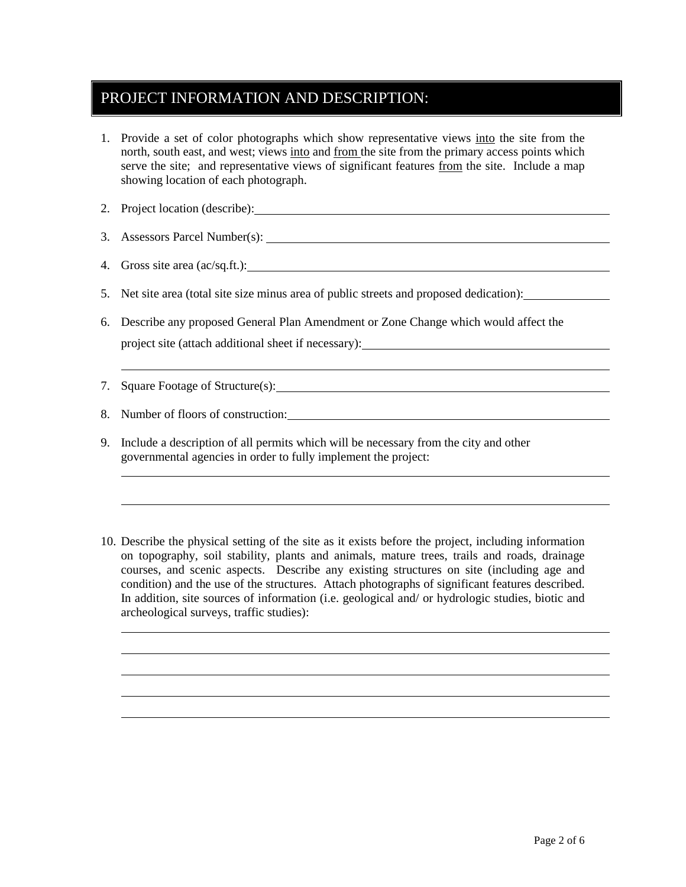# PROJECT INFORMATION AND DESCRIPTION:

1. Provide a set of color photographs which show representative views <u>into</u> the site from the north, south east, and west; views <u>into</u> and <u>from</u> the site from the primary access points which serve the site; and representative views of significant features <u>from</u> the site. Include a map showing location of each photograph.

2. Project location (describe): ______________________________

3. Assessors Parcel Number(s): ______________________________

4. Gross site area (ac/sq.ft.): ______________________________

5. Net site area (total site size minus area of public streets and proposed dedication): ______________

6. Describe any proposed General Plan Amendment or Zone Change which would affect the project site (attach additional sheet if necessary): ______________________________

   ______________________________

7. Square Footage of Structure(s): ______________________________

8. Number of floors of construction: ______________________________

9. Include a description of all permits which will be necessary from the city and other governmental agencies in order to fully implement the project:

   ______________________________

   ______________________________

10. Describe the physical setting of the site as it exists before the project, including information on topography, soil stability, plants and animals, mature trees, trails and roads, drainage courses, and scenic aspects. Describe any existing structures on site (including age and condition) and the use of the structures. Attach photographs of significant features described. In addition, site sources of information (i.e. geological and/ or hydrologic studies, biotic and archeological surveys, traffic studies):

    ______________________________

    ______________________________

    ______________________________

    ______________________________

    ______________________________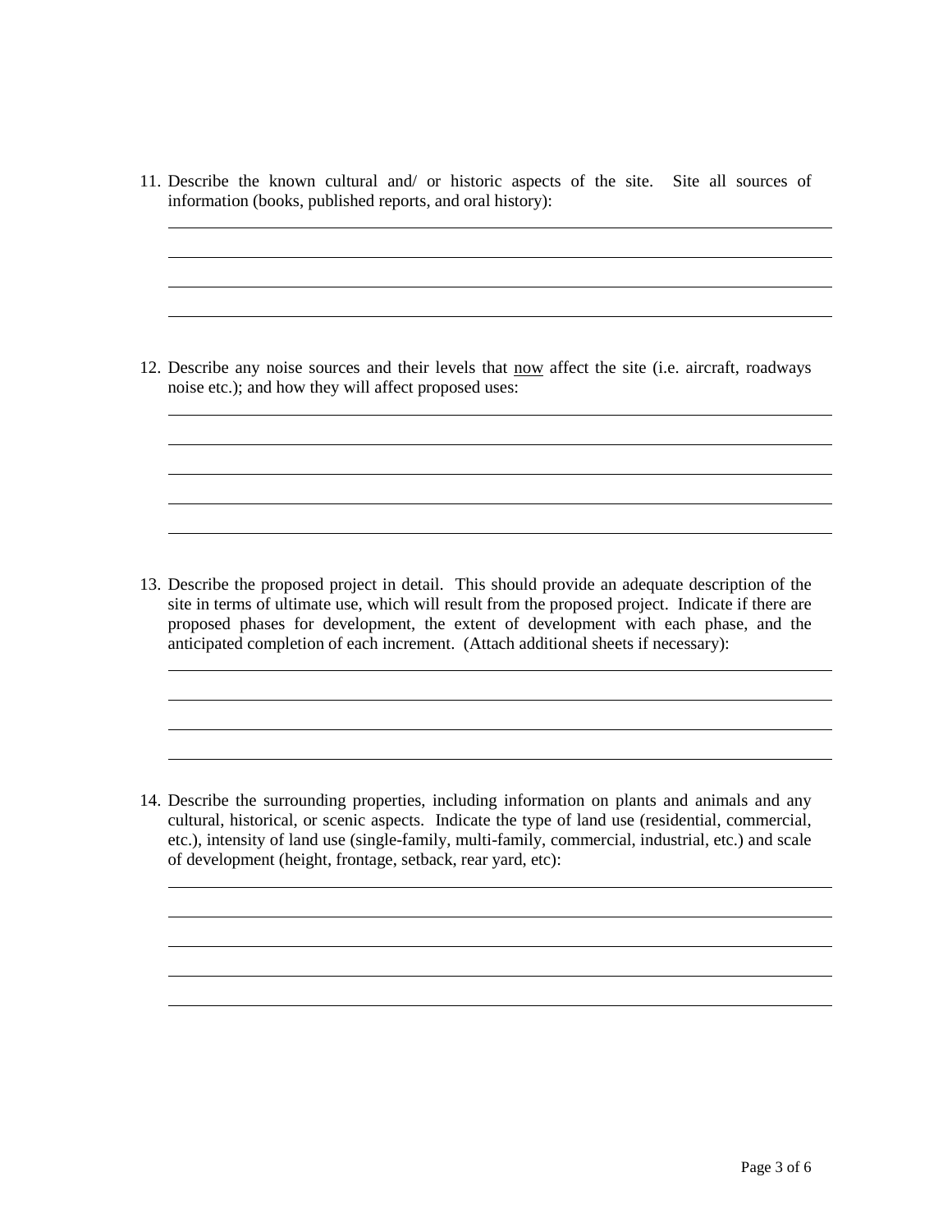11. Describe the known cultural and/ or historic aspects of the site. Site all sources of information (books, published reports, and oral history):

\_\_\_\_\_\_\_\_\_\_\_\_\_\_\_\_\_\_\_\_\_\_\_\_\_\_\_\_\_\_\_\_\_\_\_\_\_\_\_\_\_\_\_\_\_\_\_\_\_\_\_\_\_\_\_\_\_\_\_\_\_\_\_\_\_\_\_\_\_\_

\_\_\_\_\_\_\_\_\_\_\_\_\_\_\_\_\_\_\_\_\_\_\_\_\_\_\_\_\_\_\_\_\_\_\_\_\_\_\_\_\_\_\_\_\_\_\_\_\_\_\_\_\_\_\_\_\_\_\_\_\_\_\_\_\_\_\_\_\_\_

\_\_\_\_\_\_\_\_\_\_\_\_\_\_\_\_\_\_\_\_\_\_\_\_\_\_\_\_\_\_\_\_\_\_\_\_\_\_\_\_\_\_\_\_\_\_\_\_\_\_\_\_\_\_\_\_\_\_\_\_\_\_\_\_\_\_\_\_\_\_

\_\_\_\_\_\_\_\_\_\_\_\_\_\_\_\_\_\_\_\_\_\_\_\_\_\_\_\_\_\_\_\_\_\_\_\_\_\_\_\_\_\_\_\_\_\_\_\_\_\_\_\_\_\_\_\_\_\_\_\_\_\_\_\_\_\_\_\_\_\_

12. Describe any noise sources and their levels that <u>now</u> affect the site (i.e. aircraft, roadways noise etc.); and how they will affect proposed uses:

\_\_\_\_\_\_\_\_\_\_\_\_\_\_\_\_\_\_\_\_\_\_\_\_\_\_\_\_\_\_\_\_\_\_\_\_\_\_\_\_\_\_\_\_\_\_\_\_\_\_\_\_\_\_\_\_\_\_\_\_\_\_\_\_\_\_\_\_\_\_

\_\_\_\_\_\_\_\_\_\_\_\_\_\_\_\_\_\_\_\_\_\_\_\_\_\_\_\_\_\_\_\_\_\_\_\_\_\_\_\_\_\_\_\_\_\_\_\_\_\_\_\_\_\_\_\_\_\_\_\_\_\_\_\_\_\_\_\_\_\_

\_\_\_\_\_\_\_\_\_\_\_\_\_\_\_\_\_\_\_\_\_\_\_\_\_\_\_\_\_\_\_\_\_\_\_\_\_\_\_\_\_\_\_\_\_\_\_\_\_\_\_\_\_\_\_\_\_\_\_\_\_\_\_\_\_\_\_\_\_\_

\_\_\_\_\_\_\_\_\_\_\_\_\_\_\_\_\_\_\_\_\_\_\_\_\_\_\_\_\_\_\_\_\_\_\_\_\_\_\_\_\_\_\_\_\_\_\_\_\_\_\_\_\_\_\_\_\_\_\_\_\_\_\_\_\_\_\_\_\_\_

\_\_\_\_\_\_\_\_\_\_\_\_\_\_\_\_\_\_\_\_\_\_\_\_\_\_\_\_\_\_\_\_\_\_\_\_\_\_\_\_\_\_\_\_\_\_\_\_\_\_\_\_\_\_\_\_\_\_\_\_\_\_\_\_\_\_\_\_\_\_

13. Describe the proposed project in detail. This should provide an adequate description of the site in terms of ultimate use, which will result from the proposed project. Indicate if there are proposed phases for development, the extent of development with each phase, and the anticipated completion of each increment. (Attach additional sheets if necessary):

\_\_\_\_\_\_\_\_\_\_\_\_\_\_\_\_\_\_\_\_\_\_\_\_\_\_\_\_\_\_\_\_\_\_\_\_\_\_\_\_\_\_\_\_\_\_\_\_\_\_\_\_\_\_\_\_\_\_\_\_\_\_\_\_\_\_\_\_\_\_

\_\_\_\_\_\_\_\_\_\_\_\_\_\_\_\_\_\_\_\_\_\_\_\_\_\_\_\_\_\_\_\_\_\_\_\_\_\_\_\_\_\_\_\_\_\_\_\_\_\_\_\_\_\_\_\_\_\_\_\_\_\_\_\_\_\_\_\_\_\_

\_\_\_\_\_\_\_\_\_\_\_\_\_\_\_\_\_\_\_\_\_\_\_\_\_\_\_\_\_\_\_\_\_\_\_\_\_\_\_\_\_\_\_\_\_\_\_\_\_\_\_\_\_\_\_\_\_\_\_\_\_\_\_\_\_\_\_\_\_\_

\_\_\_\_\_\_\_\_\_\_\_\_\_\_\_\_\_\_\_\_\_\_\_\_\_\_\_\_\_\_\_\_\_\_\_\_\_\_\_\_\_\_\_\_\_\_\_\_\_\_\_\_\_\_\_\_\_\_\_\_\_\_\_\_\_\_\_\_\_\_

14. Describe the surrounding properties, including information on plants and animals and any cultural, historical, or scenic aspects. Indicate the type of land use (residential, commercial, etc.), intensity of land use (single-family, multi-family, commercial, industrial, etc.) and scale of development (height, frontage, setback, rear yard, etc):

\_\_\_\_\_\_\_\_\_\_\_\_\_\_\_\_\_\_\_\_\_\_\_\_\_\_\_\_\_\_\_\_\_\_\_\_\_\_\_\_\_\_\_\_\_\_\_\_\_\_\_\_\_\_\_\_\_\_\_\_\_\_\_\_\_\_\_\_\_\_

\_\_\_\_\_\_\_\_\_\_\_\_\_\_\_\_\_\_\_\_\_\_\_\_\_\_\_\_\_\_\_\_\_\_\_\_\_\_\_\_\_\_\_\_\_\_\_\_\_\_\_\_\_\_\_\_\_\_\_\_\_\_\_\_\_\_\_\_\_\_

\_\_\_\_\_\_\_\_\_\_\_\_\_\_\_\_\_\_\_\_\_\_\_\_\_\_\_\_\_\_\_\_\_\_\_\_\_\_\_\_\_\_\_\_\_\_\_\_\_\_\_\_\_\_\_\_\_\_\_\_\_\_\_\_\_\_\_\_\_\_

\_\_\_\_\_\_\_\_\_\_\_\_\_\_\_\_\_\_\_\_\_\_\_\_\_\_\_\_\_\_\_\_\_\_\_\_\_\_\_\_\_\_\_\_\_\_\_\_\_\_\_\_\_\_\_\_\_\_\_\_\_\_\_\_\_\_\_\_\_\_

\_\_\_\_\_\_\_\_\_\_\_\_\_\_\_\_\_\_\_\_\_\_\_\_\_\_\_\_\_\_\_\_\_\_\_\_\_\_\_\_\_\_\_\_\_\_\_\_\_\_\_\_\_\_\_\_\_\_\_\_\_\_\_\_\_\_\_\_\_\_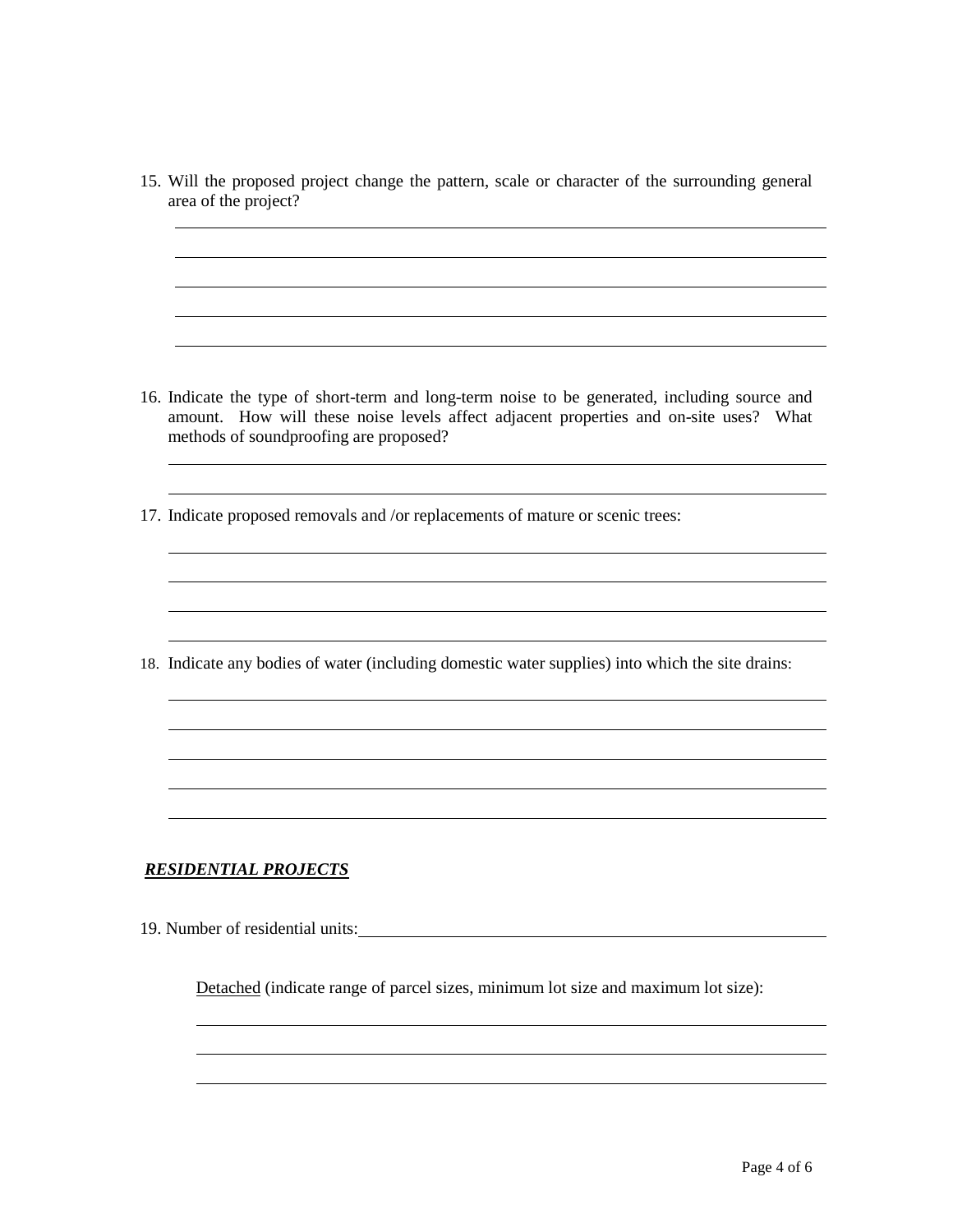15. Will the proposed project change the pattern, scale or character of the surrounding general area of the project?

16. Indicate the type of short-term and long-term noise to be generated, including source and amount. How will these noise levels affect adjacent properties and on-site uses? What methods of soundproofing are proposed?

17. Indicate proposed removals and /or replacements of mature or scenic trees:

18. Indicate any bodies of water (including domestic water supplies) into which the site drains:

***RESIDENTIAL PROJECTS***

19. Number of residential units:

    Detached (indicate range of parcel sizes, minimum lot size and maximum lot size):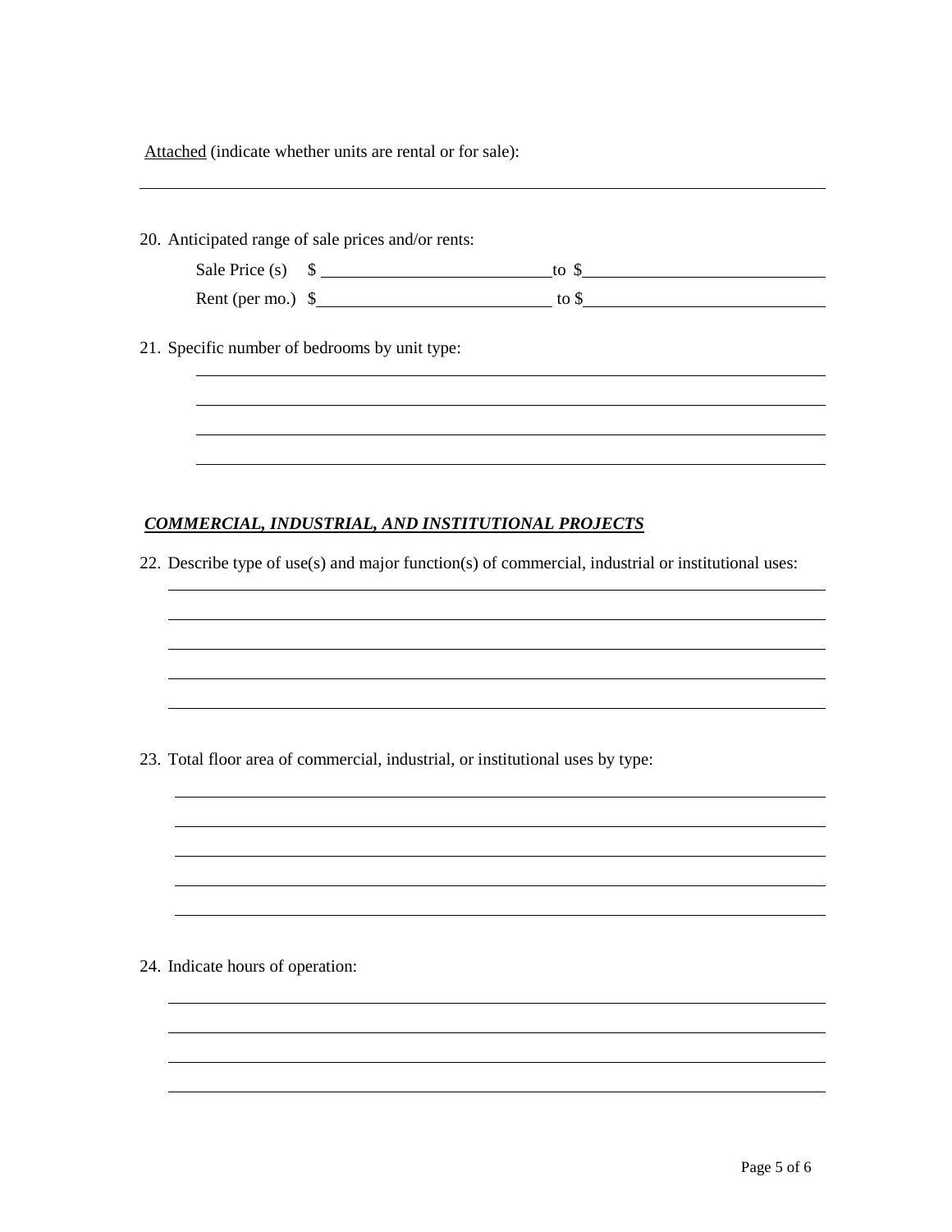<u>Attached</u> (indicate whether units are rental or for sale):

______________________________________________________________________________

20. Anticipated range of sale prices and/or rents:

    Sale Price (s) $ ____________________ to $ ____________________

    Rent (per mo.) $ ____________________ to $ ____________________

21. Specific number of bedrooms by unit type:

    ______________________________________________________________________

    ______________________________________________________________________

    ______________________________________________________________________

    ______________________________________________________________________

***<u>COMMERCIAL, INDUSTRIAL, AND INSTITUTIONAL PROJECTS</u>***

22. Describe type of use(s) and major function(s) of commercial, industrial or institutional uses:

    ______________________________________________________________________

    ______________________________________________________________________

    ______________________________________________________________________

    ______________________________________________________________________

    ______________________________________________________________________

23. Total floor area of commercial, industrial, or institutional uses by type:

    ______________________________________________________________________

    ______________________________________________________________________

    ______________________________________________________________________

    ______________________________________________________________________

    ______________________________________________________________________

24. Indicate hours of operation:

    ______________________________________________________________________

    ______________________________________________________________________

    ______________________________________________________________________

    ______________________________________________________________________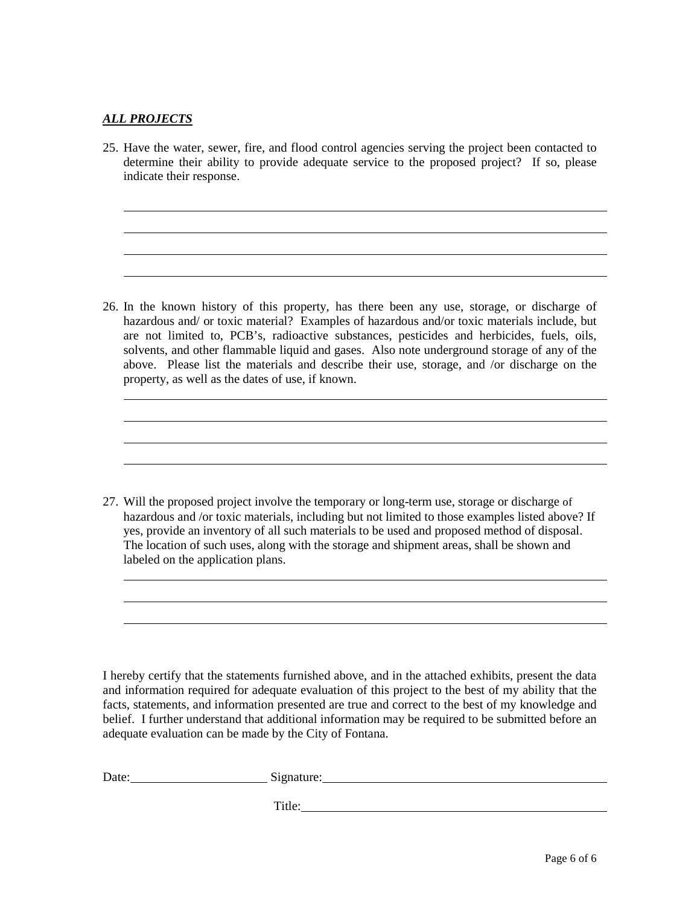***ALL PROJECTS***

25. Have the water, sewer, fire, and flood control agencies serving the project been contacted to determine their ability to provide adequate service to the proposed project? If so, please indicate their response.

_______________________________________________________________________________

_______________________________________________________________________________

_______________________________________________________________________________

_______________________________________________________________________________

26. In the known history of this property, has there been any use, storage, or discharge of hazardous and/ or toxic material? Examples of hazardous and/or toxic materials include, but are not limited to, PCB's, radioactive substances, pesticides and herbicides, fuels, oils, solvents, and other flammable liquid and gases. Also note underground storage of any of the above. Please list the materials and describe their use, storage, and /or discharge on the property, as well as the dates of use, if known.

_______________________________________________________________________________

_______________________________________________________________________________

_______________________________________________________________________________

_______________________________________________________________________________

27. Will the proposed project involve the temporary or long-term use, storage or discharge of hazardous and /or toxic materials, including but not limited to those examples listed above? If yes, provide an inventory of all such materials to be used and proposed method of disposal. The location of such uses, along with the storage and shipment areas, shall be shown and labeled on the application plans.

_______________________________________________________________________________

_______________________________________________________________________________

_______________________________________________________________________________

I hereby certify that the statements furnished above, and in the attached exhibits, present the data and information required for adequate evaluation of this project to the best of my ability that the facts, statements, and information presented are true and correct to the best of my knowledge and belief. I further understand that additional information may be required to be submitted before an adequate evaluation can be made by the City of Fontana.

Date:____________________ Signature:________________________________________

Title:________________________________________